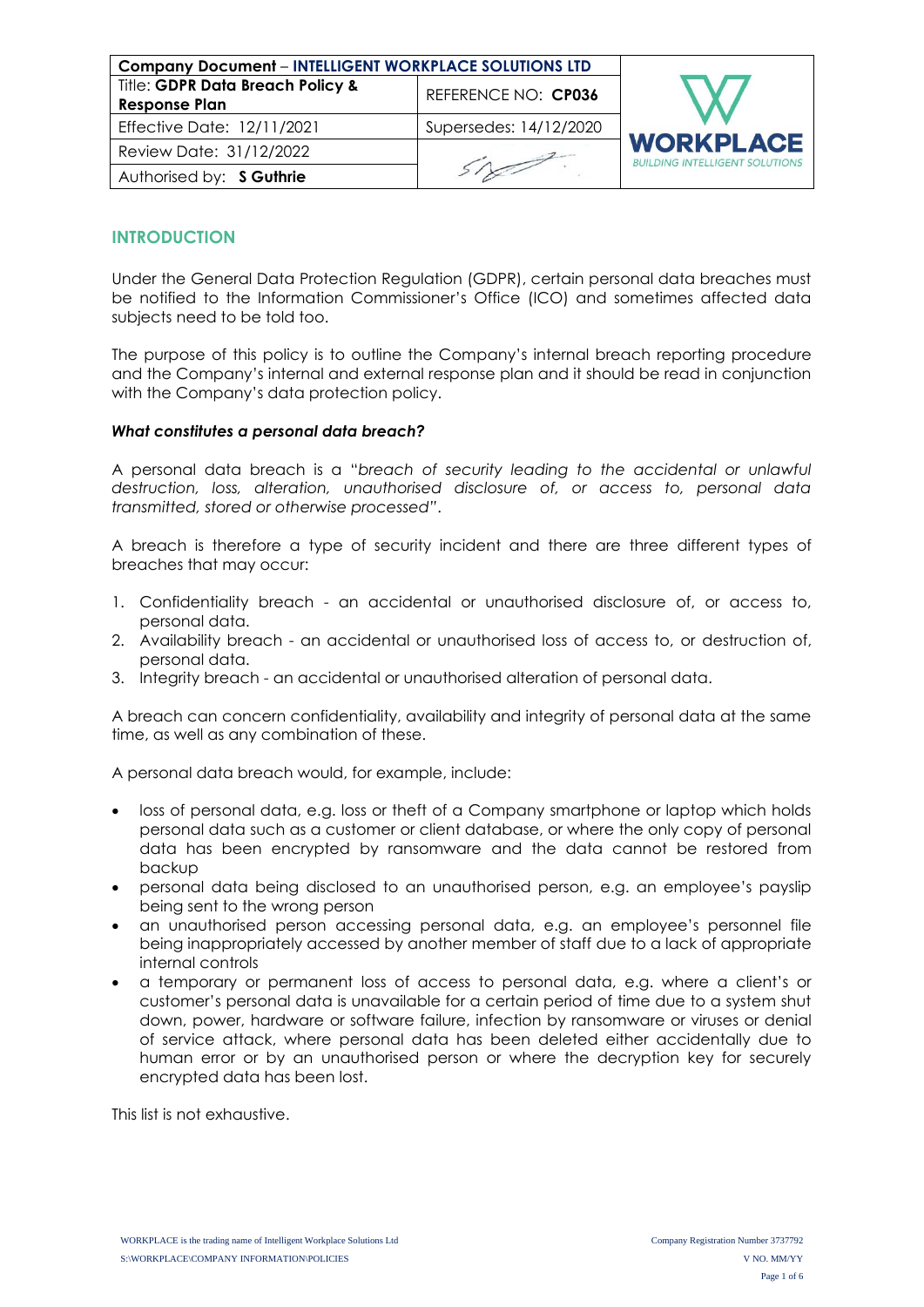| Company Document – INTELLIGENT WORKPLACE SOLUTIONS LTD | | |
| --- | --- | --- |
| Title: **GDPR Data Breach Policy & Response Plan** | REFERENCE NO: **CP036** | WORKPLACE BUILDING INTELLIGENT SOLUTIONS |
| Effective Date: 12/11/2021 | Supersedes: 14/12/2020 | |
| Review Date: 31/12/2022 | | |
| Authorised by: **S Guthrie** | | |

## INTRODUCTION

Under the General Data Protection Regulation (GDPR), certain personal data breaches must be notified to the Information Commissioner's Office (ICO) and sometimes affected data subjects need to be told too.

The purpose of this policy is to outline the Company's internal breach reporting procedure and the Company's internal and external response plan and it should be read in conjunction with the Company's data protection policy.

### ***What constitutes a personal data breach?***

A personal data breach is a "*breach of security leading to the accidental or unlawful destruction, loss, alteration, unauthorised disclosure of, or access to, personal data transmitted, stored or otherwise processed*".

A breach is therefore a type of security incident and there are three different types of breaches that may occur:

1. Confidentiality breach - an accidental or unauthorised disclosure of, or access to, personal data.
2. Availability breach - an accidental or unauthorised loss of access to, or destruction of, personal data.
3. Integrity breach - an accidental or unauthorised alteration of personal data.

A breach can concern confidentiality, availability and integrity of personal data at the same time, as well as any combination of these.

A personal data breach would, for example, include:

- loss of personal data, e.g. loss or theft of a Company smartphone or laptop which holds personal data such as a customer or client database, or where the only copy of personal data has been encrypted by ransomware and the data cannot be restored from backup
- personal data being disclosed to an unauthorised person, e.g. an employee's payslip being sent to the wrong person
- an unauthorised person accessing personal data, e.g. an employee's personnel file being inappropriately accessed by another member of staff due to a lack of appropriate internal controls
- a temporary or permanent loss of access to personal data, e.g. where a client's or customer's personal data is unavailable for a certain period of time due to a system shut down, power, hardware or software failure, infection by ransomware or viruses or denial of service attack, where personal data has been deleted either accidentally due to human error or by an unauthorised person or where the decryption key for securely encrypted data has been lost.

This list is not exhaustive.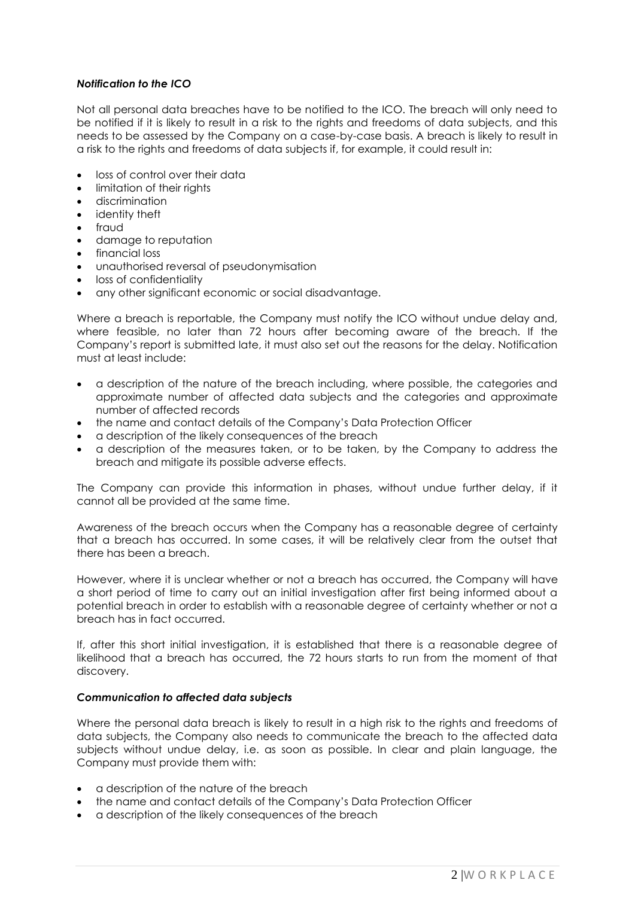***Notification to the ICO***

Not all personal data breaches have to be notified to the ICO. The breach will only need to be notified if it is likely to result in a risk to the rights and freedoms of data subjects, and this needs to be assessed by the Company on a case-by-case basis. A breach is likely to result in a risk to the rights and freedoms of data subjects if, for example, it could result in:

- loss of control over their data
- limitation of their rights
- discrimination
- identity theft
- fraud
- damage to reputation
- financial loss
- unauthorised reversal of pseudonymisation
- loss of confidentiality
- any other significant economic or social disadvantage.

Where a breach is reportable, the Company must notify the ICO without undue delay and, where feasible, no later than 72 hours after becoming aware of the breach. If the Company's report is submitted late, it must also set out the reasons for the delay. Notification must at least include:

- a description of the nature of the breach including, where possible, the categories and approximate number of affected data subjects and the categories and approximate number of affected records
- the name and contact details of the Company's Data Protection Officer
- a description of the likely consequences of the breach
- a description of the measures taken, or to be taken, by the Company to address the breach and mitigate its possible adverse effects.

The Company can provide this information in phases, without undue further delay, if it cannot all be provided at the same time.

Awareness of the breach occurs when the Company has a reasonable degree of certainty that a breach has occurred. In some cases, it will be relatively clear from the outset that there has been a breach.

However, where it is unclear whether or not a breach has occurred, the Company will have a short period of time to carry out an initial investigation after first being informed about a potential breach in order to establish with a reasonable degree of certainty whether or not a breach has in fact occurred.

If, after this short initial investigation, it is established that there is a reasonable degree of likelihood that a breach has occurred, the 72 hours starts to run from the moment of that discovery.

***Communication to affected data subjects***

Where the personal data breach is likely to result in a high risk to the rights and freedoms of data subjects, the Company also needs to communicate the breach to the affected data subjects without undue delay, i.e. as soon as possible. In clear and plain language, the Company must provide them with:

- a description of the nature of the breach
- the name and contact details of the Company's Data Protection Officer
- a description of the likely consequences of the breach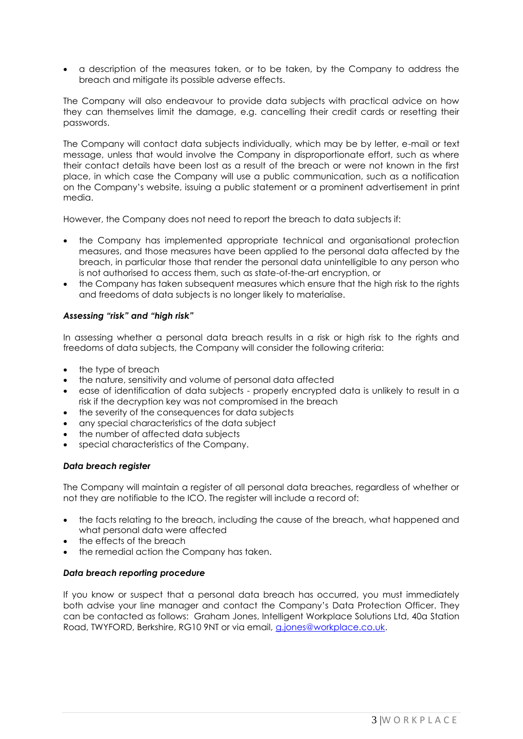- a description of the measures taken, or to be taken, by the Company to address the breach and mitigate its possible adverse effects.

The Company will also endeavour to provide data subjects with practical advice on how they can themselves limit the damage, e.g. cancelling their credit cards or resetting their passwords.

The Company will contact data subjects individually, which may be by letter, e-mail or text message, unless that would involve the Company in disproportionate effort, such as where their contact details have been lost as a result of the breach or were not known in the first place, in which case the Company will use a public communication, such as a notification on the Company's website, issuing a public statement or a prominent advertisement in print media.

However, the Company does not need to report the breach to data subjects if:

- the Company has implemented appropriate technical and organisational protection measures, and those measures have been applied to the personal data affected by the breach, in particular those that render the personal data unintelligible to any person who is not authorised to access them, such as state-of-the-art encryption, or
- the Company has taken subsequent measures which ensure that the high risk to the rights and freedoms of data subjects is no longer likely to materialise.

***Assessing "risk" and "high risk"***

In assessing whether a personal data breach results in a risk or high risk to the rights and freedoms of data subjects, the Company will consider the following criteria:

- the type of breach
- the nature, sensitivity and volume of personal data affected
- ease of identification of data subjects - properly encrypted data is unlikely to result in a risk if the decryption key was not compromised in the breach
- the severity of the consequences for data subjects
- any special characteristics of the data subject
- the number of affected data subjects
- special characteristics of the Company.

***Data breach register***

The Company will maintain a register of all personal data breaches, regardless of whether or not they are notifiable to the ICO. The register will include a record of:

- the facts relating to the breach, including the cause of the breach, what happened and what personal data were affected
- the effects of the breach
- the remedial action the Company has taken.

***Data breach reporting procedure***

If you know or suspect that a personal data breach has occurred, you must immediately both advise your line manager and contact the Company's Data Protection Officer. They can be contacted as follows: Graham Jones, Intelligent Workplace Solutions Ltd, 40a Station Road, TWYFORD, Berkshire, RG10 9NT or via email, g.jones@workplace.co.uk.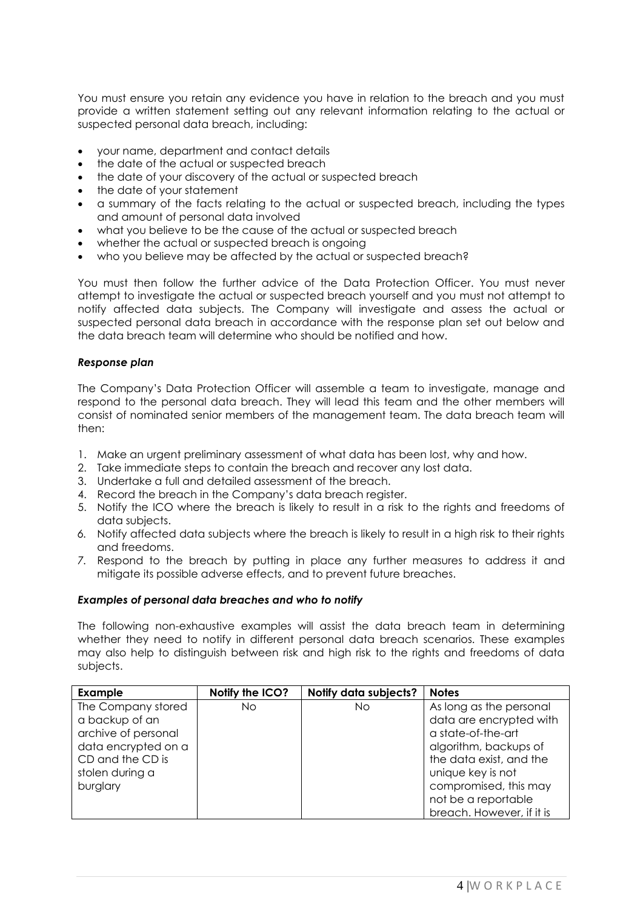You must ensure you retain any evidence you have in relation to the breach and you must provide a written statement setting out any relevant information relating to the actual or suspected personal data breach, including:

- your name, department and contact details
- the date of the actual or suspected breach
- the date of your discovery of the actual or suspected breach
- the date of your statement
- a summary of the facts relating to the actual or suspected breach, including the types and amount of personal data involved
- what you believe to be the cause of the actual or suspected breach
- whether the actual or suspected breach is ongoing
- who you believe may be affected by the actual or suspected breach?

You must then follow the further advice of the Data Protection Officer. You must never attempt to investigate the actual or suspected breach yourself and you must not attempt to notify affected data subjects. The Company will investigate and assess the actual or suspected personal data breach in accordance with the response plan set out below and the data breach team will determine who should be notified and how.

***Response plan***

The Company's Data Protection Officer will assemble a team to investigate, manage and respond to the personal data breach. They will lead this team and the other members will consist of nominated senior members of the management team. The data breach team will then:

1. Make an urgent preliminary assessment of what data has been lost, why and how.
2. Take immediate steps to contain the breach and recover any lost data.
3. Undertake a full and detailed assessment of the breach.
4. Record the breach in the Company's data breach register.
5. Notify the ICO where the breach is likely to result in a risk to the rights and freedoms of data subjects.
6. Notify affected data subjects where the breach is likely to result in a high risk to their rights and freedoms.
7. Respond to the breach by putting in place any further measures to address it and mitigate its possible adverse effects, and to prevent future breaches.

***Examples of personal data breaches and who to notify***

The following non-exhaustive examples will assist the data breach team in determining whether they need to notify in different personal data breach scenarios. These examples may also help to distinguish between risk and high risk to the rights and freedoms of data subjects.

| Example | Notify the ICO? | Notify data subjects? | Notes |
|---|---|---|---|
| The Company stored a backup of an archive of personal data encrypted on a CD and the CD is stolen during a burglary | No | No | As long as the personal data are encrypted with a state-of-the-art algorithm, backups of the data exist, and the unique key is not compromised, this may not be a reportable breach. However, if it is |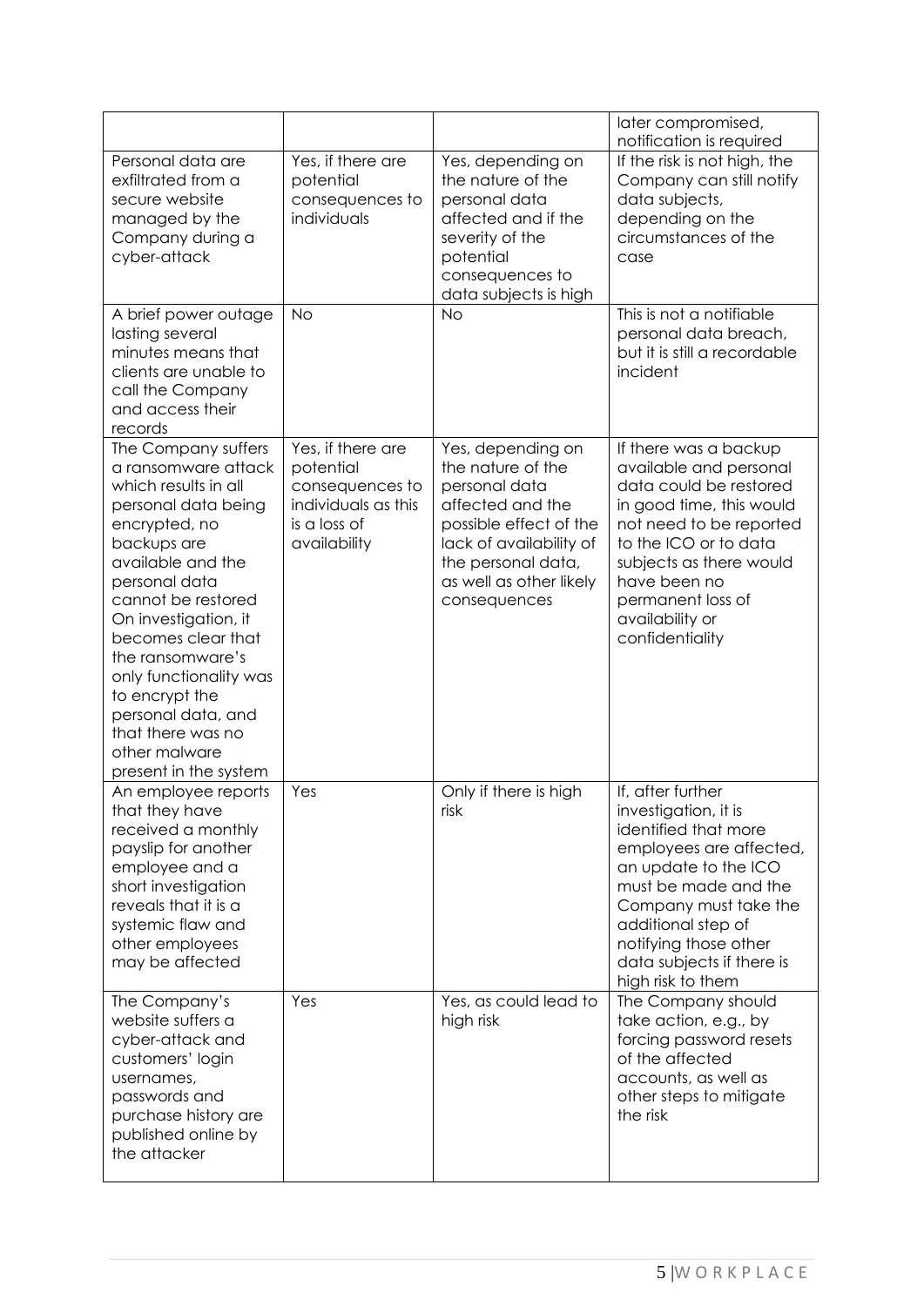| | | | |
|---|---|---|---|
| | | | later compromised, notification is required |
| Personal data are exfiltrated from a secure website managed by the Company during a cyber-attack | Yes, if there are potential consequences to individuals | Yes, depending on the nature of the personal data affected and if the severity of the potential consequences to data subjects is high | If the risk is not high, the Company can still notify data subjects, depending on the circumstances of the case |
| A brief power outage lasting several minutes means that clients are unable to call the Company and access their records | No | No | This is not a notifiable personal data breach, but it is still a recordable incident |
| The Company suffers a ransomware attack which results in all personal data being encrypted, no backups are available and the personal data cannot be restored On investigation, it becomes clear that the ransomware's only functionality was to encrypt the personal data, and that there was no other malware present in the system | Yes, if there are potential consequences to individuals as this is a loss of availability | Yes, depending on the nature of the personal data affected and the possible effect of the lack of availability of the personal data, as well as other likely consequences | If there was a backup available and personal data could be restored in good time, this would not need to be reported to the ICO or to data subjects as there would have been no permanent loss of availability or confidentiality |
| An employee reports that they have received a monthly payslip for another employee and a short investigation reveals that it is a systemic flaw and other employees may be affected | Yes | Only if there is high risk | If, after further investigation, it is identified that more employees are affected, an update to the ICO must be made and the Company must take the additional step of notifying those other data subjects if there is high risk to them |
| The Company's website suffers a cyber-attack and customers' login usernames, passwords and purchase history are published online by the attacker | Yes | Yes, as could lead to high risk | The Company should take action, e.g., by forcing password resets of the affected accounts, as well as other steps to mitigate the risk |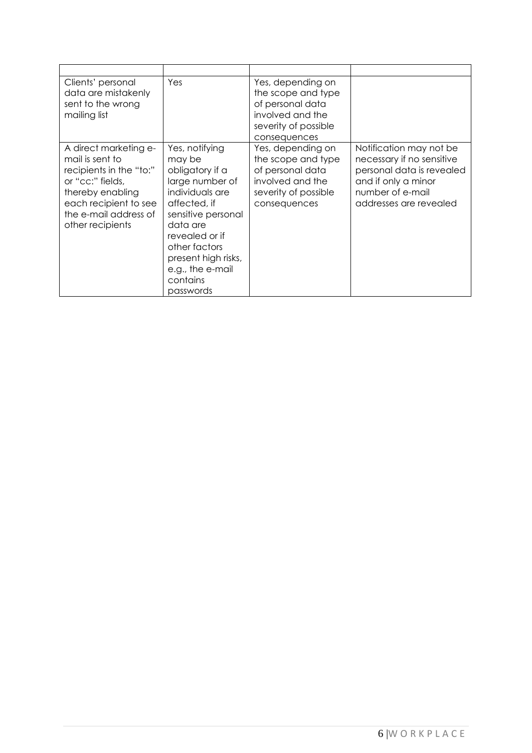| | | | |
|---|---|---|---|
| Clients' personal data are mistakenly sent to the wrong mailing list | Yes | Yes, depending on the scope and type of personal data involved and the severity of possible consequences | |
| A direct marketing e-mail is sent to recipients in the "to:" or "cc:" fields, thereby enabling each recipient to see the e-mail address of other recipients | Yes, notifying may be obligatory if a large number of individuals are affected, if sensitive personal data are revealed or if other factors present high risks, e.g., the e-mail contains passwords | Yes, depending on the scope and type of personal data involved and the severity of possible consequences | Notification may not be necessary if no sensitive personal data is revealed and if only a minor number of e-mail addresses are revealed |